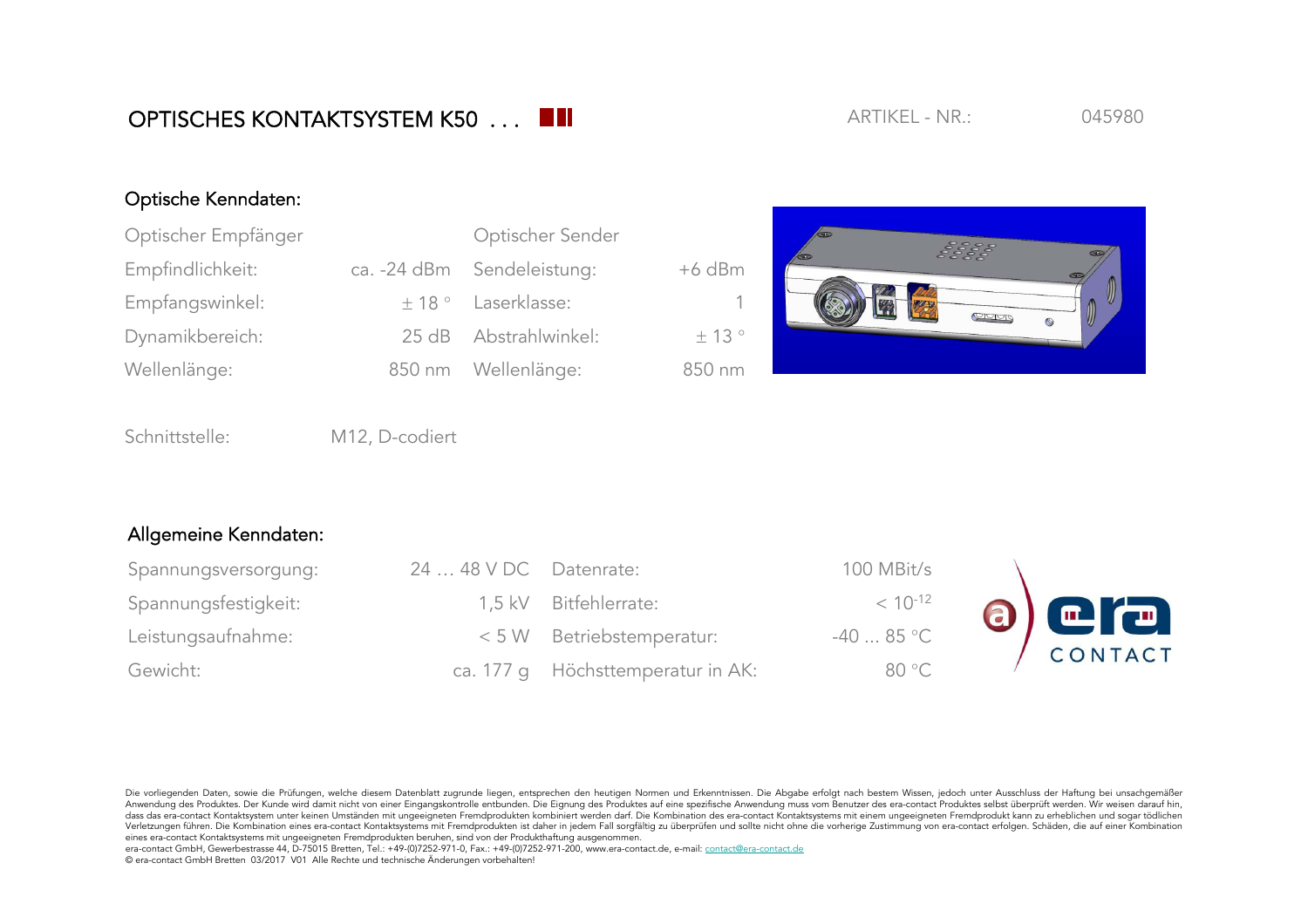# OPTISCHES KONTAKTSYSTEM K50 . . .

ARTIKEL - NR.: 045980

## Optische Kenndaten:

| Optischer Empfänger | | Optischer Sender | |
|---|---|---|---|
| Empfindlichkeit: | ca. -24 dBm | Sendeleistung: | +6 dBm |
| Empfangswinkel: | ± 18 ° | Laserklasse: | 1 |
| Dynamikbereich: | 25 dB | Abstrahlwinkel: | ± 13 ° |
| Wellenlänge: | 850 nm | Wellenlänge: | 850 nm |

Schnittstelle: M12, D-codiert

## Allgemeine Kenndaten:

| | | | |
|---|---|---|---|
| Spannungsversorgung: | 24 … 48 V DC | Datenrate: | 100 MBit/s |
| Spannungsfestigkeit: | 1,5 kV | Bitfehlerrate: | $< 10^{-12}$ |
| Leistungsaufnahme: | < 5 W | Betriebstemperatur: | -40 ... 85 °C |
| Gewicht: | ca. 177 g | Höchsttemperatur in AK: | 80 °C |

era CONTACT

Die vorliegenden Daten, sowie die Prüfungen, welche diesem Datenblatt zugrunde liegen, entsprechen den heutigen Normen und Erkenntnissen. Die Abgabe erfolgt nach bestem Wissen, jedoch unter Ausschluss der Haftung bei unsachgemäßer Anwendung des Produktes. Der Kunde wird damit nicht von einer Eingangskontrolle entbunden. Die Eignung des Produktes auf eine spezifische Anwendung muss vom Benutzer des era-contact Produktes selbst überprüft werden. Wir weisen darauf hin, dass das era-contact Kontaktsystem unter keinen Umständen mit ungeeigneten Fremdprodukten kombiniert werden darf. Die Kombination des era-contact Kontaktsystems mit einem ungeeigneten Fremdprodukt kann zu erheblichen und sogar tödlichen Verletzungen führen. Die Kombination eines era-contact Kontaktsystems mit Fremdprodukten ist daher in jedem Fall sorgfältig zu überprüfen und sollte nicht ohne die vorherige Zustimmung von era-contact erfolgen. Schäden, die auf einer Kombination eines era-contact Kontaktsystems mit ungeeigneten Fremdprodukten beruhen, sind von der Produkthaftung ausgenommen.
era-contact GmbH, Gewerbestrasse 44, D-75015 Bretten, Tel.: +49-(0)7252-971-0, Fax.: +49-(0)7252-971-200, www.era-contact.de, e-mail: contact@era-contact.de
© era-contact GmbH Bretten 03/2017 V01 Alle Rechte und technische Änderungen vorbehalten!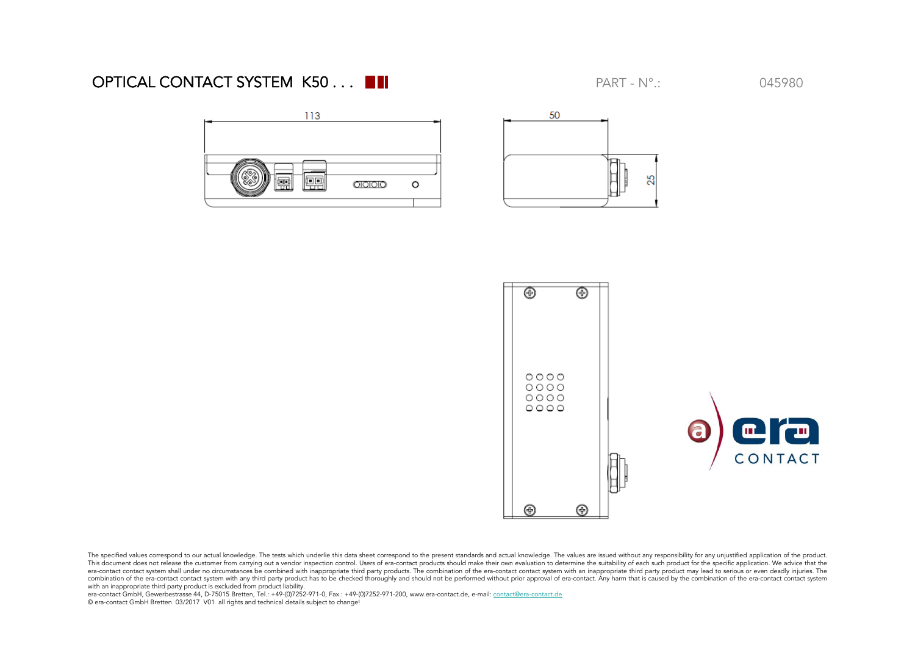# OPTICAL CONTACT SYSTEM K50 . . .

PART - N°.: 045980

113

50

25

The specified values correspond to our actual knowledge. The tests which underlie this data sheet correspond to the present standards and actual knowledge. The values are issued without any responsibility for any unjustified application of the product. This document does not release the customer from carrying out a vendor inspection control. Users of era-contact products should make their own evaluation to determine the suitability of each such product for the specific application. We advice that the era-contact contact system shall under no circumstances be combined with inappropriate third party products. The combination of the era-contact contact system with an inappropriate third party product may lead to serious or even deadly injuries. The combination of the era-contact contact system with any third party product has to be checked thoroughly and should not be performed without prior approval of era-contact. Any harm that is caused by the combination of the era-contact contact system with an inappropriate third party product is excluded from product liability.

era-contact GmbH, Gewerbestrasse 44, D-75015 Bretten, Tel.: +49-(0)7252-971-0, Fax.: +49-(0)7252-971-200, www.era-contact.de, e-mail: contact@era-contact.de

© era-contact GmbH Bretten 03/2017 V01 all rights and technical details subject to change!